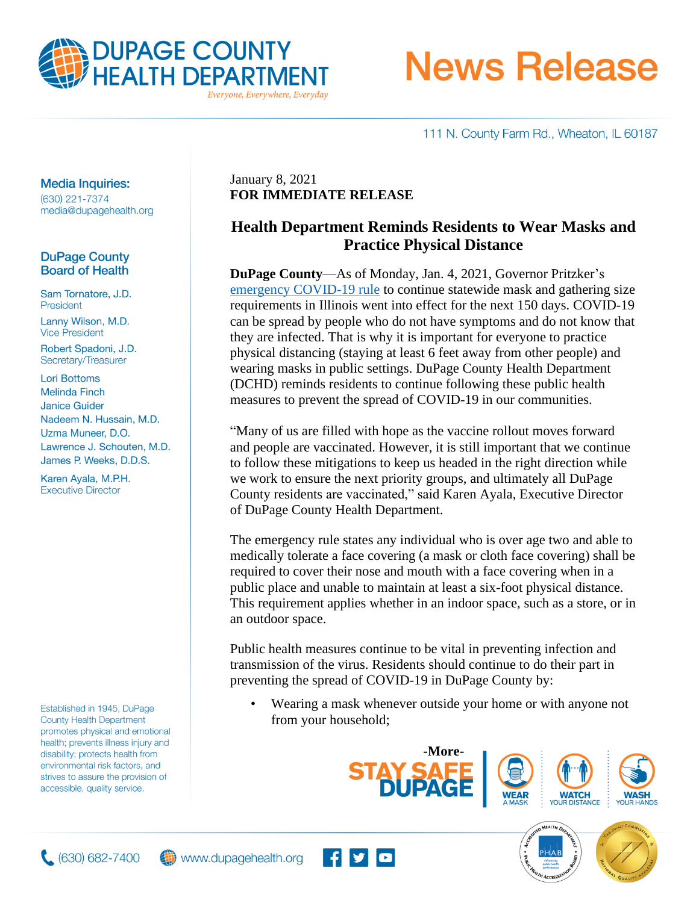# DUPAGE COUNTY HEALTH DEPARTMENT

*Everyone, Everywhere, Everyday*

# News Release

111 N. County Farm Rd., Wheaton, IL 60187

**Media Inquiries:**
(630) 221-7374
media@dupagehealth.org

**DuPage County Board of Health**

Sam Tornatore, J.D.
President

Lanny Wilson, M.D.
Vice President

Robert Spadoni, J.D.
Secretary/Treasurer

Lori Bottoms
Melinda Finch
Janice Guider
Nadeem N. Hussain, M.D.
Uzma Muneer, D.O.
Lawrence J. Schouten, M.D.
James P. Weeks, D.D.S.

Karen Ayala, M.P.H.
Executive Director

Established in 1945, DuPage County Health Department promotes physical and emotional health; prevents illness injury and disability; protects health from environmental risk factors, and strives to assure the provision of accessible, quality service.

January 8, 2021
**FOR IMMEDIATE RELEASE**

## Health Department Reminds Residents to Wear Masks and Practice Physical Distance

**DuPage County**—As of Monday, Jan. 4, 2021, Governor Pritzker's emergency COVID-19 rule to continue statewide mask and gathering size requirements in Illinois went into effect for the next 150 days. COVID-19 can be spread by people who do not have symptoms and do not know that they are infected. That is why it is important for everyone to practice physical distancing (staying at least 6 feet away from other people) and wearing masks in public settings. DuPage County Health Department (DCHD) reminds residents to continue following these public health measures to prevent the spread of COVID-19 in our communities.

"Many of us are filled with hope as the vaccine rollout moves forward and people are vaccinated. However, it is still important that we continue to follow these mitigations to keep us headed in the right direction while we work to ensure the next priority groups, and ultimately all DuPage County residents are vaccinated," said Karen Ayala, Executive Director of DuPage County Health Department.

The emergency rule states any individual who is over age two and able to medically tolerate a face covering (a mask or cloth face covering) shall be required to cover their nose and mouth with a face covering when in a public place and unable to maintain at least a six-foot physical distance. This requirement applies whether in an indoor space, such as a store, or in an outdoor space.

Public health measures continue to be vital in preventing infection and transmission of the virus. Residents should continue to do their part in preventing the spread of COVID-19 in DuPage County by:

- Wearing a mask whenever outside your home or with anyone not from your household;

-More-

STAY SAFE DUPAGE | WEAR A MASK | WATCH YOUR DISTANCE | WASH YOUR HANDS

(630) 682-7400 www.dupagehealth.org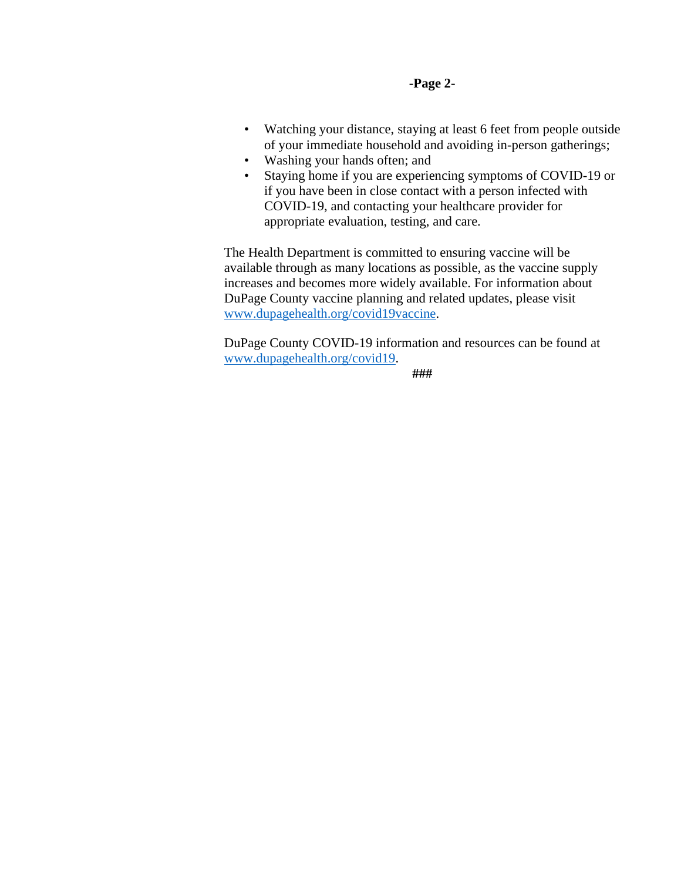- Watching your distance, staying at least 6 feet from people outside of your immediate household and avoiding in-person gatherings;
- Washing your hands often; and
- Staying home if you are experiencing symptoms of COVID-19 or if you have been in close contact with a person infected with COVID-19, and contacting your healthcare provider for appropriate evaluation, testing, and care.

The Health Department is committed to ensuring vaccine will be available through as many locations as possible, as the vaccine supply increases and becomes more widely available. For information about DuPage County vaccine planning and related updates, please visit [www.dupagehealth.org/covid19vaccine](http://www.dupagehealth.org/covid19vaccine).

DuPage County COVID-19 information and resources can be found at [www.dupagehealth.org/covid19](http://www.dupagehealth.org/covid19).

**###**